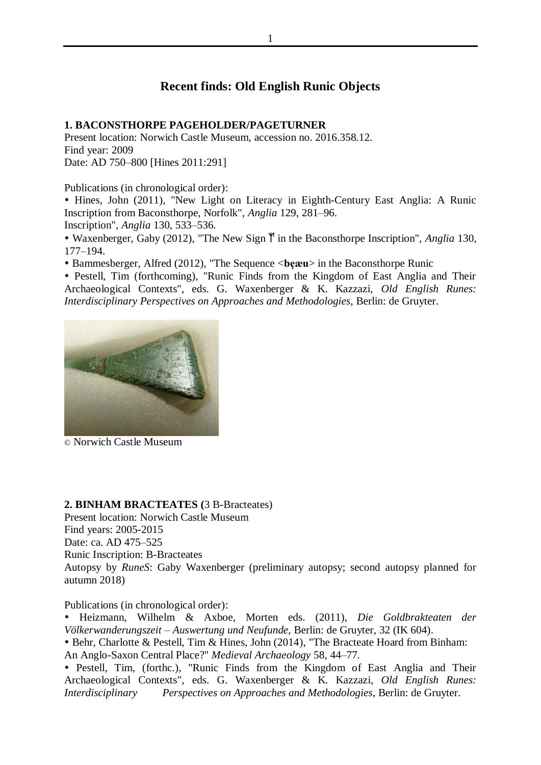# Recent finds: Old English Runic Objects

**1. BACONSTHORPE PAGEHOLDER/PAGETURNER**
Present location: Norwich Castle Museum, accession no. 2016.358.12.
Find year: 2009
Date: AD 750–800 [Hines 2011:291]

Publications (in chronological order):

- Hines, John (2011), "New Light on Literacy in Eighth-Century East Anglia: A Runic Inscription from Baconsthorpe, Norfolk", *Anglia* 129, 281–96.
Inscription", *Anglia* 130, 533–536.
- Waxenberger, Gaby (2012), "The New Sign ᛘ in the Baconsthorpe Inscription", *Anglia* 130, 177–194.
- Bammesberger, Alfred (2012), "The Sequence <**bęæu**> in the Baconsthorpe Runic
- Pestell, Tim (forthcoming), "Runic Finds from the Kingdom of East Anglia and Their Archaeological Contexts", eds. G. Waxenberger & K. Kazzazi, *Old English Runes: Interdisciplinary Perspectives on Approaches and Methodologies*, Berlin: de Gruyter.

© Norwich Castle Museum

**2. BINHAM BRACTEATES (**3 B-Bracteates)
Present location: Norwich Castle Museum
Find years: 2005-2015
Date: ca. AD 475–525
Runic Inscription: B-Bracteates
Autopsy by *RuneS*: Gaby Waxenberger (preliminary autopsy; second autopsy planned for autumn 2018)

Publications (in chronological order):

- Heizmann, Wilhelm & Axboe, Morten eds. (2011), *Die Goldbrakteaten der Völkerwanderungszeit – Auswertung und Neufunde*, Berlin: de Gruyter, 32 (IK 604).
- Behr, Charlotte & Pestell, Tim & Hines, John (2014), "The Bracteate Hoard from Binham: An Anglo-Saxon Central Place?" *Medieval Archaeology* 58, 44–77.
- Pestell, Tim, (forthc.), "Runic Finds from the Kingdom of East Anglia and Their Archaeological Contexts", eds. G. Waxenberger & K. Kazzazi, *Old English Runes: Interdisciplinary Perspectives on Approaches and Methodologies*, Berlin: de Gruyter.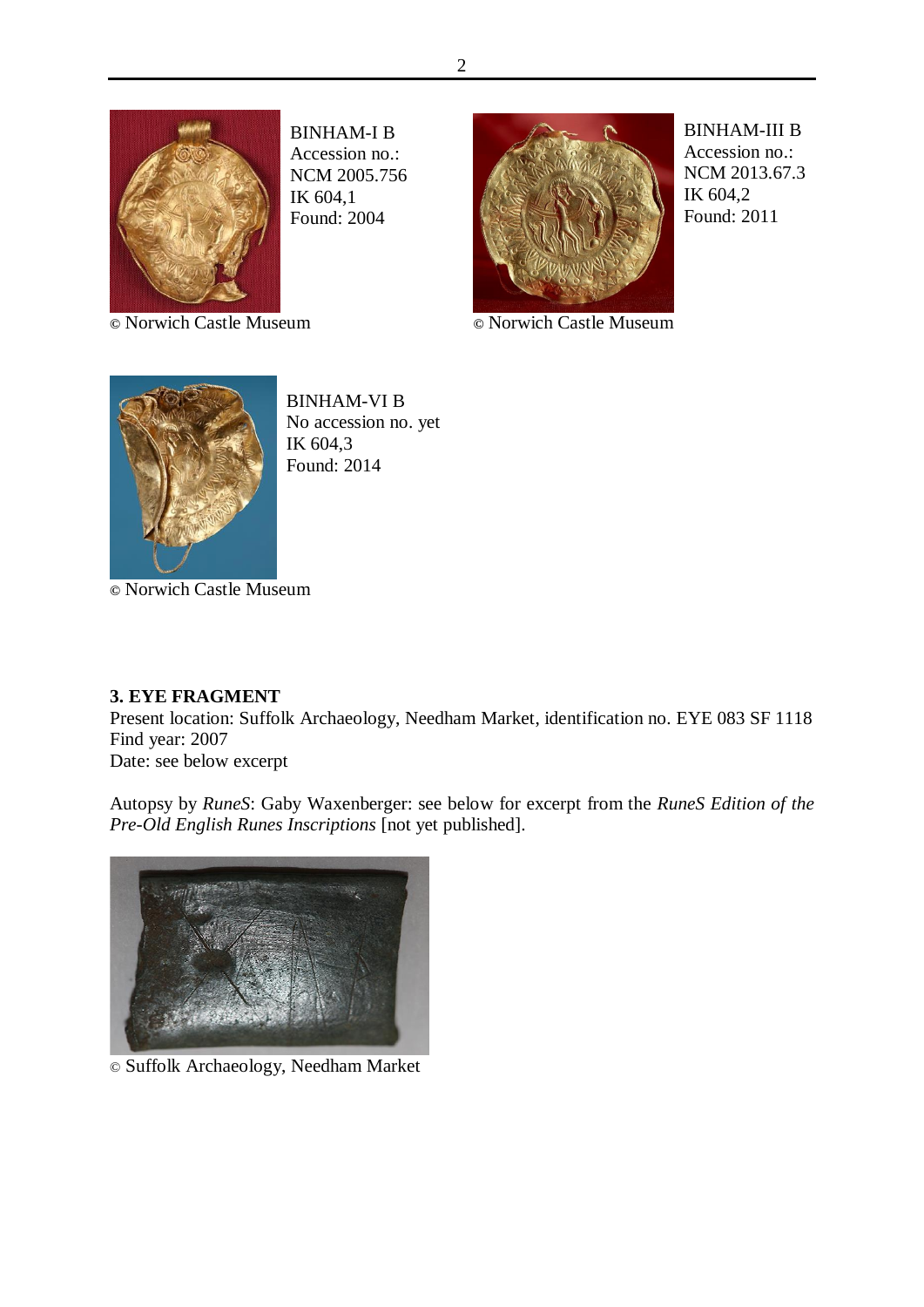BINHAM-I B
Accession no.:
NCM 2005.756
IK 604,1
Found: 2004

© Norwich Castle Museum

BINHAM-III B
Accession no.:
NCM 2013.67.3
IK 604,2
Found: 2011

© Norwich Castle Museum

BINHAM-VI B
No accession no. yet
IK 604,3
Found: 2014

© Norwich Castle Museum

### 3. EYE FRAGMENT

Present location: Suffolk Archaeology, Needham Market, identification no. EYE 083 SF 1118
Find year: 2007
Date: see below excerpt

Autopsy by *RuneS*: Gaby Waxenberger: see below for excerpt from the *RuneS Edition of the Pre-Old English Runes Inscriptions* [not yet published].

© Suffolk Archaeology, Needham Market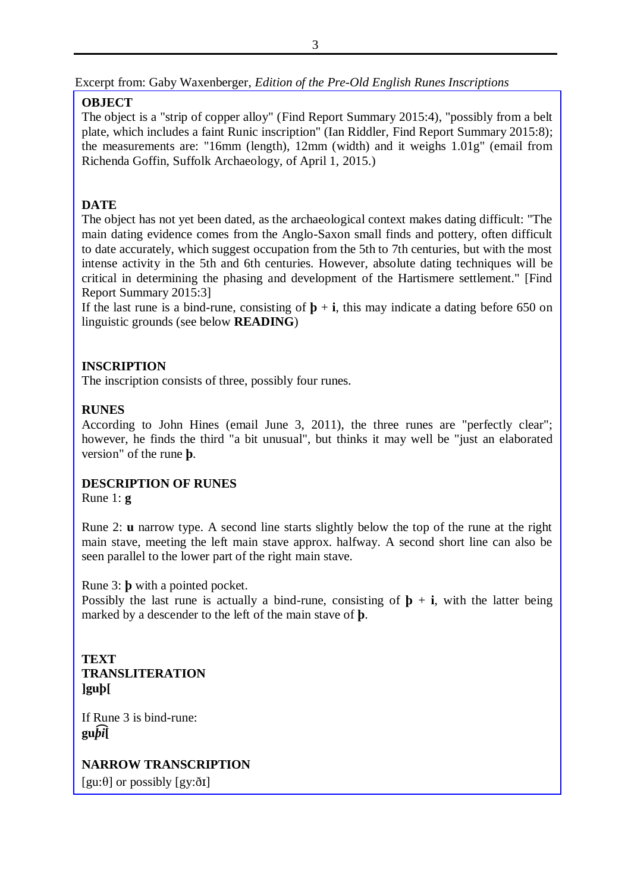Excerpt from: Gaby Waxenberger, *Edition of the Pre-Old English Runes Inscriptions*

**OBJECT**

The object is a "strip of copper alloy" (Find Report Summary 2015:4), "possibly from a belt plate, which includes a faint Runic inscription" (Ian Riddler, Find Report Summary 2015:8); the measurements are: "16mm (length), 12mm (width) and it weighs 1.01g" (email from Richenda Goffin, Suffolk Archaeology, of April 1, 2015.)

**DATE**

The object has not yet been dated, as the archaeological context makes dating difficult: "The main dating evidence comes from the Anglo-Saxon small finds and pottery, often difficult to date accurately, which suggest occupation from the 5th to 7th centuries, but with the most intense activity in the 5th and 6th centuries. However, absolute dating techniques will be critical in determining the phasing and development of the Hartismere settlement." [Find Report Summary 2015:3]

If the last rune is a bind-rune, consisting of **þ** + **i**, this may indicate a dating before 650 on linguistic grounds (see below **READING**)

**INSCRIPTION**

The inscription consists of three, possibly four runes.

**RUNES**

According to John Hines (email June 3, 2011), the three runes are "perfectly clear"; however, he finds the third "a bit unusual", but thinks it may well be "just an elaborated version" of the rune **þ**.

**DESCRIPTION OF RUNES**

Rune 1: **g**

Rune 2: **u** narrow type. A second line starts slightly below the top of the rune at the right main stave, meeting the left main stave approx. halfway. A second short line can also be seen parallel to the lower part of the right main stave.

Rune 3: **þ** with a pointed pocket.

Possibly the last rune is actually a bind-rune, consisting of **þ** + **i**, with the latter being marked by a descender to the left of the main stave of **þ**.

**TEXT**

**TRANSLITERATION**

**]guþ[**

If Rune 3 is bind-rune:

**gu*þ͡i*[**

**NARROW TRANSCRIPTION**

[gu:θ] or possibly [gy:ðɪ]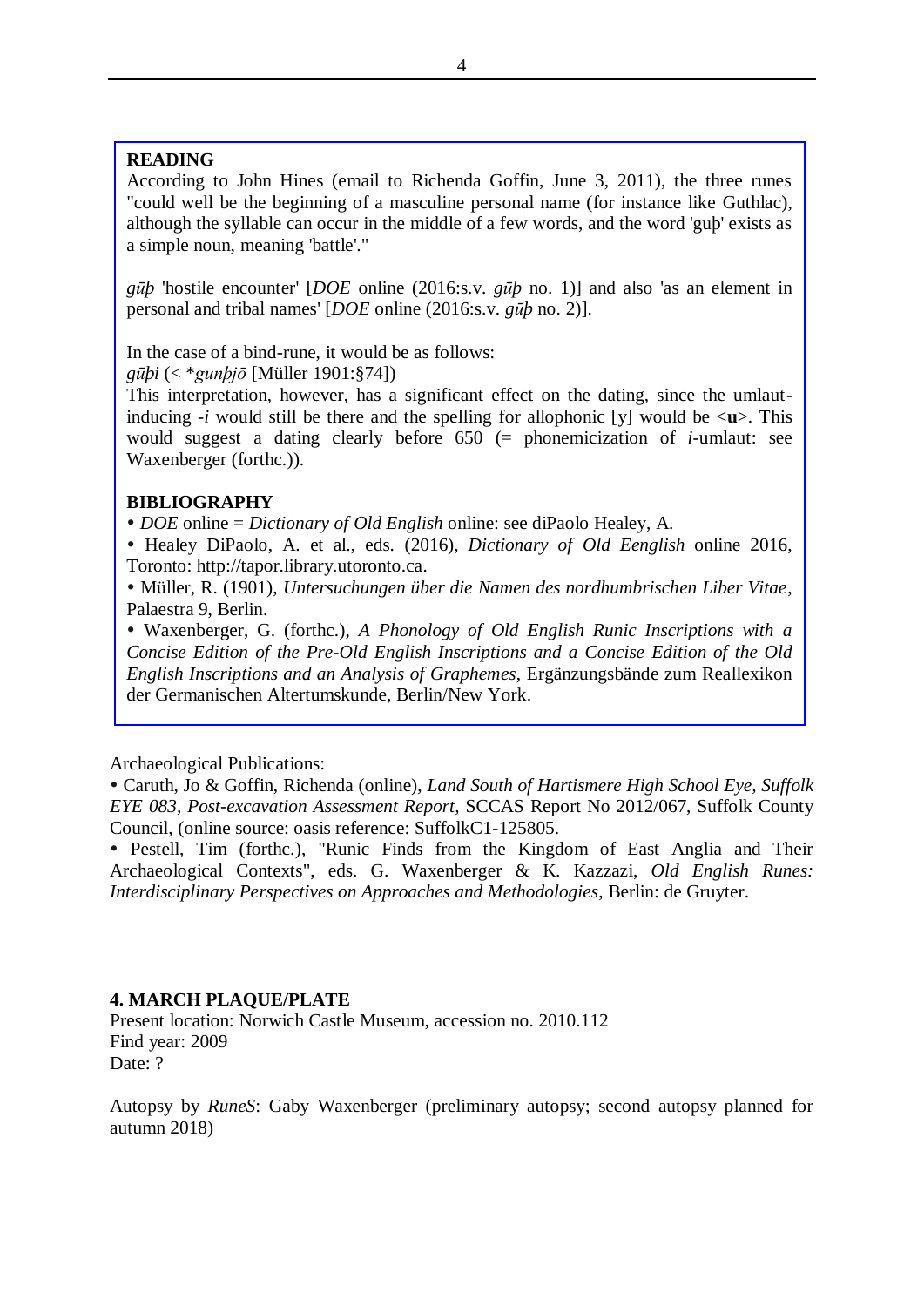**READING**

According to John Hines (email to Richenda Goffin, June 3, 2011), the three runes "could well be the beginning of a masculine personal name (for instance like Guthlac), although the syllable can occur in the middle of a few words, and the word 'guþ' exists as a simple noun, meaning 'battle'."

*gūþ* 'hostile encounter' [*DOE* online (2016:s.v. *gūþ* no. 1)] and also 'as an element in personal and tribal names' [*DOE* online (2016:s.v. *gūþ* no. 2)].

In the case of a bind-rune, it would be as follows:
*gūþi* (< \**gunþjō* [Müller 1901:§74])
This interpretation, however, has a significant effect on the dating, since the umlaut-inducing -*i* would still be there and the spelling for allophonic [y] would be <**u**>. This would suggest a dating clearly before 650 (= phonemicization of *i*-umlaut: see Waxenberger (forthc.)).

**BIBLIOGRAPHY**

- *DOE* online = *Dictionary of Old English* online: see diPaolo Healey, A.
- Healey DiPaolo, A. et al., eds. (2016), *Dictionary of Old Eenglish* online 2016, Toronto: http://tapor.library.utoronto.ca.
- Müller, R. (1901), *Untersuchungen über die Namen des nordhumbrischen Liber Vitae*, Palaestra 9, Berlin.
- Waxenberger, G. (forthc.), *A Phonology of Old English Runic Inscriptions with a Concise Edition of the Pre-Old English Inscriptions and a Concise Edition of the Old English Inscriptions and an Analysis of Graphemes*, Ergänzungsbände zum Reallexikon der Germanischen Altertumskunde, Berlin/New York.

Archaeological Publications:

- Caruth, Jo & Goffin, Richenda (online), *Land South of Hartismere High School Eye, Suffolk EYE 083, Post-excavation Assessment Report*, SCCAS Report No 2012/067, Suffolk County Council, (online source: oasis reference: SuffolkC1-125805.
- Pestell, Tim (forthc.), "Runic Finds from the Kingdom of East Anglia and Their Archaeological Contexts", eds. G. Waxenberger & K. Kazzazi, *Old English Runes: Interdisciplinary Perspectives on Approaches and Methodologies*, Berlin: de Gruyter.

**4. MARCH PLAQUE/PLATE**

Present location: Norwich Castle Museum, accession no. 2010.112
Find year: 2009
Date: ?

Autopsy by *RuneS*: Gaby Waxenberger (preliminary autopsy; second autopsy planned for autumn 2018)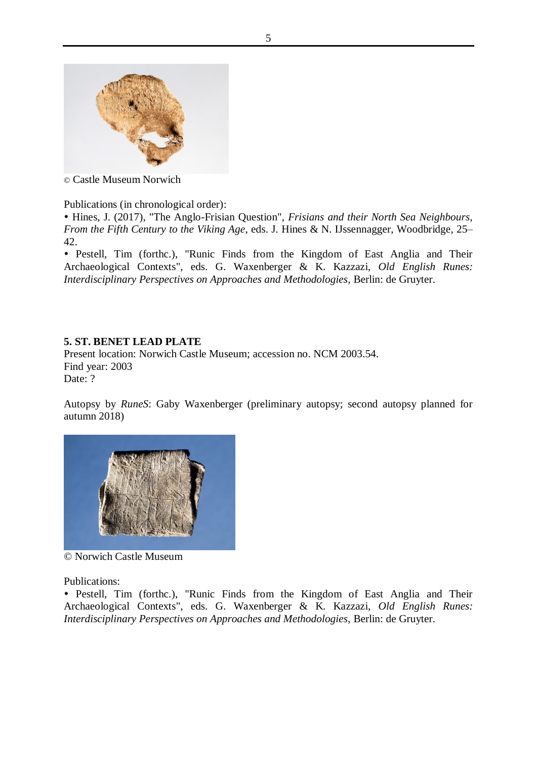© Castle Museum Norwich

Publications (in chronological order):

- Hines, J. (2017), "The Anglo-Frisian Question", *Frisians and their North Sea Neighbours, From the Fifth Century to the Viking Age*, eds. J. Hines & N. IJssennagger, Woodbridge, 25–42.
- Pestell, Tim (forthc.), "Runic Finds from the Kingdom of East Anglia and Their Archaeological Contexts", eds. G. Waxenberger & K. Kazzazi, *Old English Runes: Interdisciplinary Perspectives on Approaches and Methodologies*, Berlin: de Gruyter.

**5. ST. BENET LEAD PLATE**

Present location: Norwich Castle Museum; accession no. NCM 2003.54.
Find year: 2003
Date: ?

Autopsy by *RuneS*: Gaby Waxenberger (preliminary autopsy; second autopsy planned for autumn 2018)

© Norwich Castle Museum

Publications:

- Pestell, Tim (forthc.), "Runic Finds from the Kingdom of East Anglia and Their Archaeological Contexts", eds. G. Waxenberger & K. Kazzazi, *Old English Runes: Interdisciplinary Perspectives on Approaches and Methodologies*, Berlin: de Gruyter.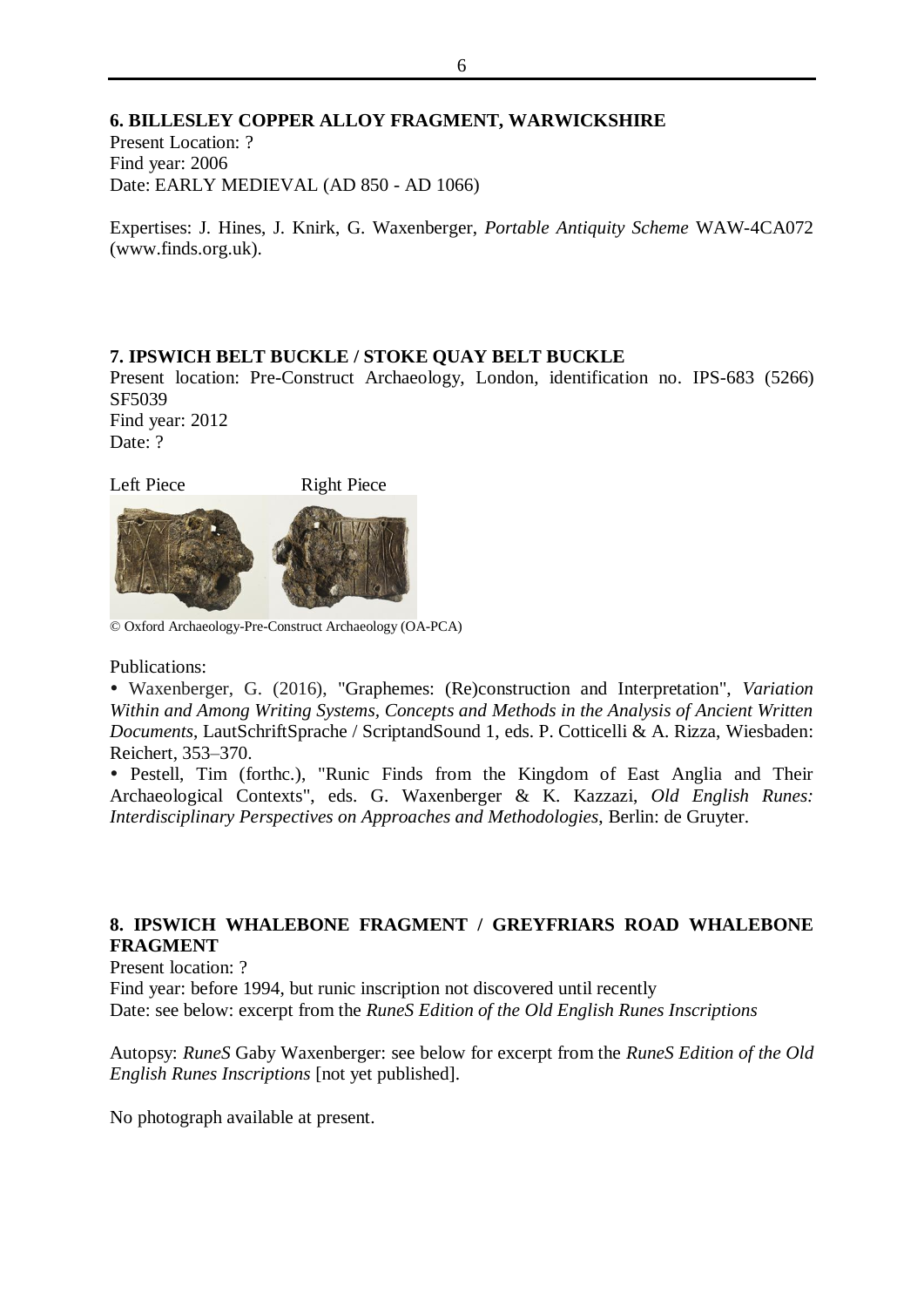## 6. BILLESLEY COPPER ALLOY FRAGMENT, WARWICKSHIRE

Present Location: ?
Find year: 2006
Date: EARLY MEDIEVAL (AD 850 - AD 1066)

Expertises: J. Hines, J. Knirk, G. Waxenberger, *Portable Antiquity Scheme* WAW-4CA072 (www.finds.org.uk).

## 7. IPSWICH BELT BUCKLE / STOKE QUAY BELT BUCKLE

Present location: Pre-Construct Archaeology, London, identification no. IPS-683 (5266) SF5039
Find year: 2012
Date: ?

Left Piece Right Piece

© Oxford Archaeology-Pre-Construct Archaeology (OA-PCA)

Publications:

- Waxenberger, G. (2016), "Graphemes: (Re)construction and Interpretation", *Variation Within and Among Writing Systems, Concepts and Methods in the Analysis of Ancient Written Documents*, LautSchriftSprache / ScriptandSound 1, eds. P. Cotticelli & A. Rizza, Wiesbaden: Reichert, 353–370.
- Pestell, Tim (forthc.), "Runic Finds from the Kingdom of East Anglia and Their Archaeological Contexts", eds. G. Waxenberger & K. Kazzazi, *Old English Runes: Interdisciplinary Perspectives on Approaches and Methodologies*, Berlin: de Gruyter.

## 8. IPSWICH WHALEBONE FRAGMENT / GREYFRIARS ROAD WHALEBONE FRAGMENT

Present location: ?
Find year: before 1994, but runic inscription not discovered until recently
Date: see below: excerpt from the *RuneS Edition of the Old English Runes Inscriptions*

Autopsy: *RuneS* Gaby Waxenberger: see below for excerpt from the *RuneS Edition of the Old English Runes Inscriptions* [not yet published].

No photograph available at present.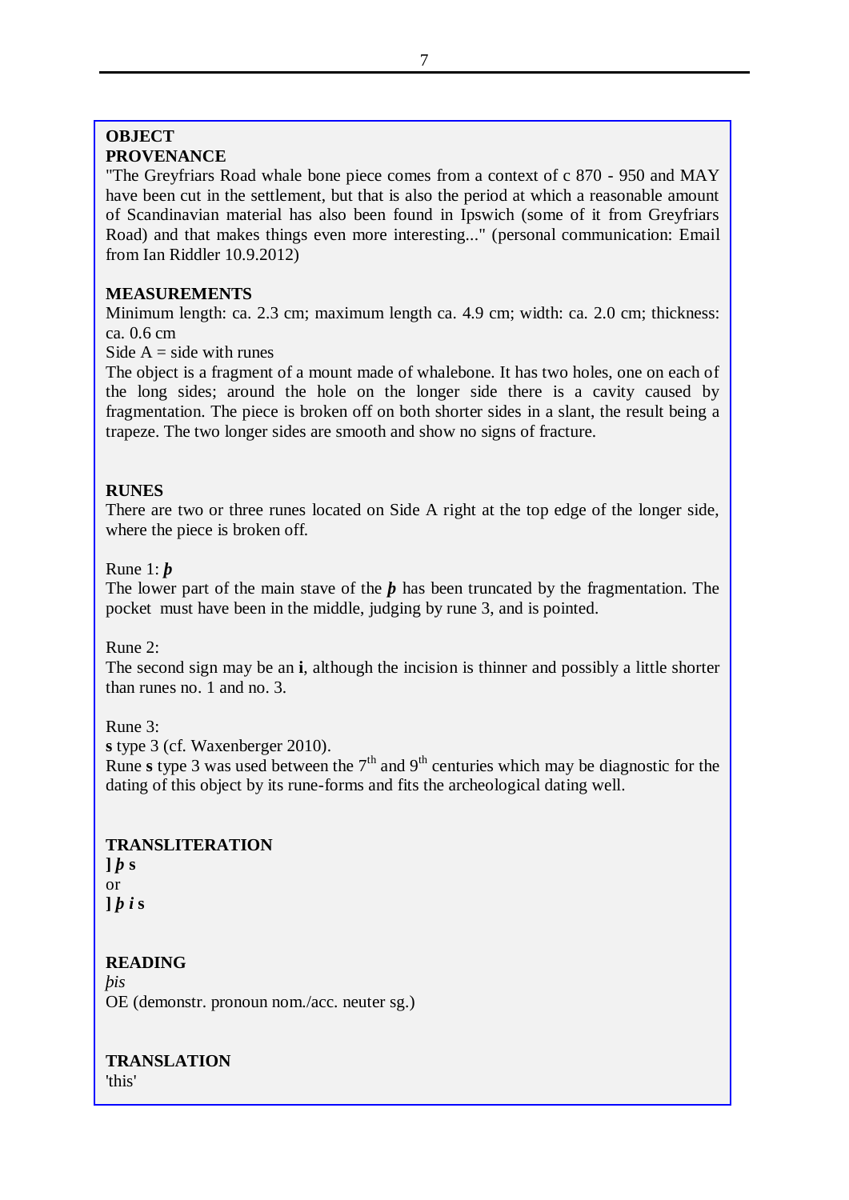**OBJECT**

**PROVENANCE**

"The Greyfriars Road whale bone piece comes from a context of c 870 - 950 and MAY have been cut in the settlement, but that is also the period at which a reasonable amount of Scandinavian material has also been found in Ipswich (some of it from Greyfriars Road) and that makes things even more interesting..." (personal communication: Email from Ian Riddler 10.9.2012)

**MEASUREMENTS**

Minimum length: ca. 2.3 cm; maximum length ca. 4.9 cm; width: ca. 2.0 cm; thickness: ca. 0.6 cm

Side A = side with runes

The object is a fragment of a mount made of whalebone. It has two holes, one on each of the long sides; around the hole on the longer side there is a cavity caused by fragmentation. The piece is broken off on both shorter sides in a slant, the result being a trapeze. The two longer sides are smooth and show no signs of fracture.

**RUNES**

There are two or three runes located on Side A right at the top edge of the longer side, where the piece is broken off.

Rune 1: ***þ***

The lower part of the main stave of the ***þ*** has been truncated by the fragmentation. The pocket must have been in the middle, judging by rune 3, and is pointed.

Rune 2:

The second sign may be an **i**, although the incision is thinner and possibly a little shorter than runes no. 1 and no. 3.

Rune 3:

**s** type 3 (cf. Waxenberger 2010).

Rune **s** type 3 was used between the 7th and 9th centuries which may be diagnostic for the dating of this object by its rune-forms and fits the archeological dating well.

**TRANSLITERATION**

**] *þ* s**

or

**] *þ i* s**

**READING**

*þis*

OE (demonstr. pronoun nom./acc. neuter sg.)

**TRANSLATION**

'this'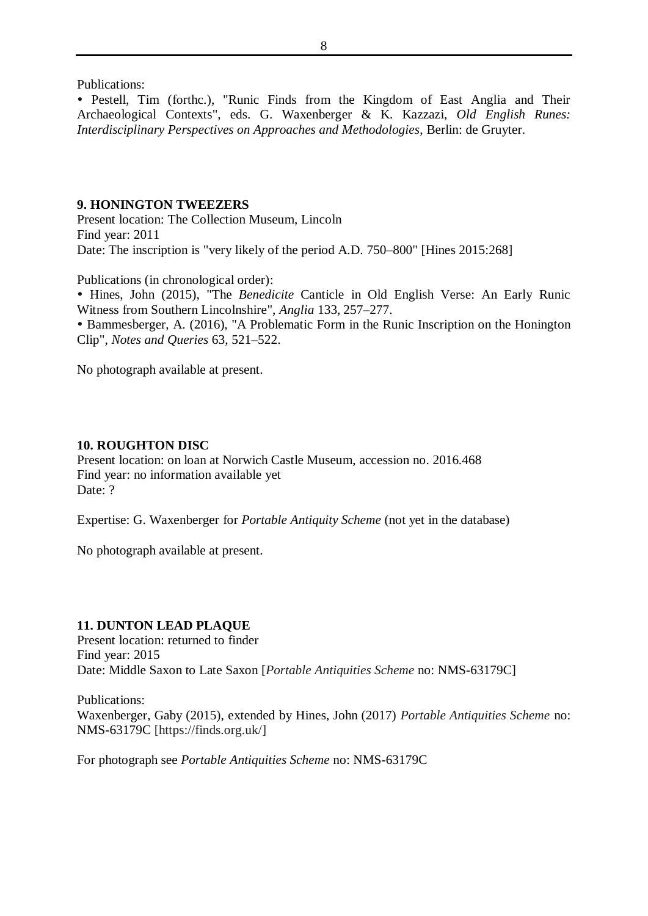Publications:

• Pestell, Tim (forthc.), "Runic Finds from the Kingdom of East Anglia and Their Archaeological Contexts", eds. G. Waxenberger & K. Kazzazi, *Old English Runes: Interdisciplinary Perspectives on Approaches and Methodologies*, Berlin: de Gruyter.

**9. HONINGTON TWEEZERS**

Present location: The Collection Museum, Lincoln
Find year: 2011
Date: The inscription is "very likely of the period A.D. 750–800" [Hines 2015:268]

Publications (in chronological order):

• Hines, John (2015), "The *Benedicite* Canticle in Old English Verse: An Early Runic Witness from Southern Lincolnshire", *Anglia* 133, 257–277.
• Bammesberger, A. (2016), "A Problematic Form in the Runic Inscription on the Honington Clip", *Notes and Queries* 63, 521–522.

No photograph available at present.

**10. ROUGHTON DISC**

Present location: on loan at Norwich Castle Museum, accession no. 2016.468
Find year: no information available yet
Date: ?

Expertise: G. Waxenberger for *Portable Antiquity Scheme* (not yet in the database)

No photograph available at present.

**11. DUNTON LEAD PLAQUE**

Present location: returned to finder
Find year: 2015
Date: Middle Saxon to Late Saxon [*Portable Antiquities Scheme* no: NMS-63179C]

Publications:
Waxenberger, Gaby (2015), extended by Hines, John (2017) *Portable Antiquities Scheme* no: NMS-63179C [https://finds.org.uk/]

For photograph see *Portable Antiquities Scheme* no: NMS-63179C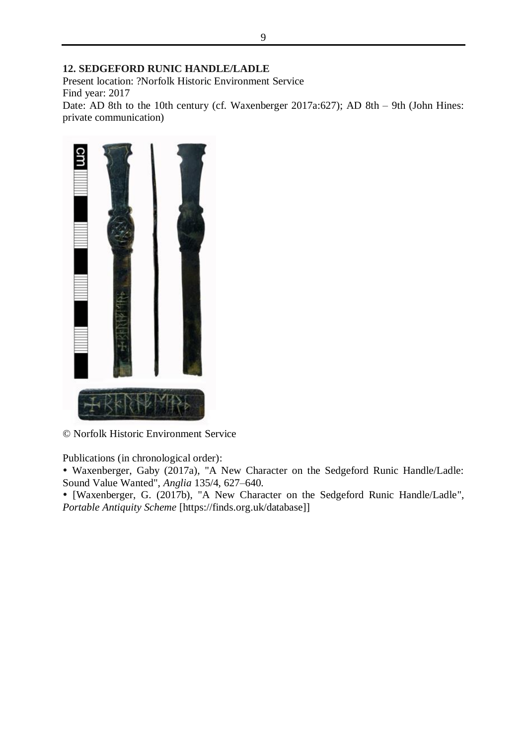## 12. SEDGEFORD RUNIC HANDLE/LADLE

Present location: ?Norfolk Historic Environment Service
Find year: 2017
Date: AD 8th to the 10th century (cf. Waxenberger 2017a:627); AD 8th – 9th (John Hines: private communication)

© Norfolk Historic Environment Service

Publications (in chronological order):

- Waxenberger, Gaby (2017a), "A New Character on the Sedgeford Runic Handle/Ladle: Sound Value Wanted", *Anglia* 135/4, 627–640.
- [Waxenberger, G. (2017b), "A New Character on the Sedgeford Runic Handle/Ladle", *Portable Antiquity Scheme* [https://finds.org.uk/database]]